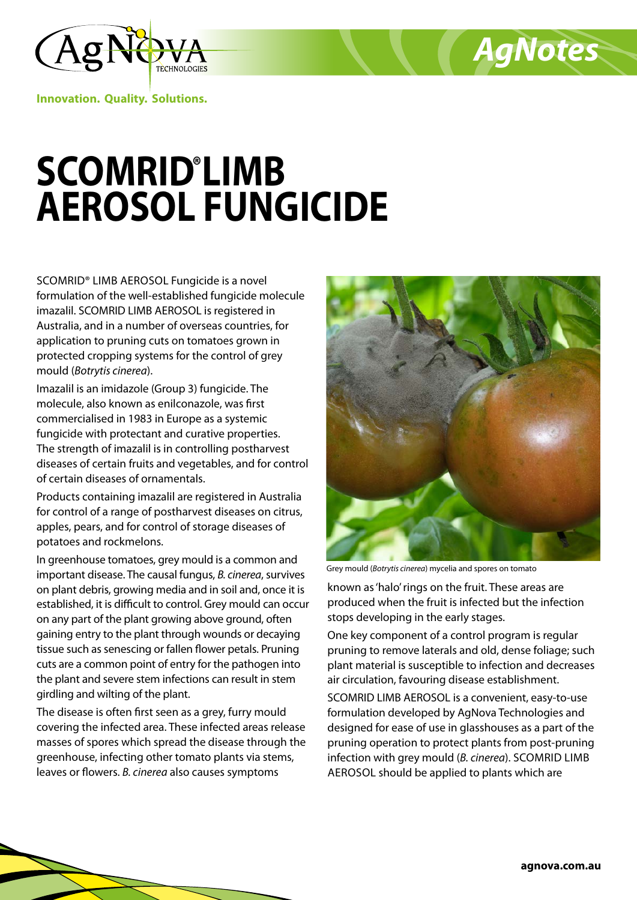# SCOMRID® LIMB AEROSOL FUNGICIDE

SCOMRID® LIMB AEROSOL Fungicide is a novel formulation of the well-established fungicide molecule imazalil. SCOMRID LIMB AEROSOL is registered in Australia, and in a number of overseas countries, for application to pruning cuts on tomatoes grown in protected cropping systems for the control of grey mould (*Botrytis cinerea*).

Imazalil is an imidazole (Group 3) fungicide. The molecule, also known as enilconazole, was first commercialised in 1983 in Europe as a systemic fungicide with protectant and curative properties. The strength of imazalil is in controlling postharvest diseases of certain fruits and vegetables, and for control of certain diseases of ornamentals.

Products containing imazalil are registered in Australia for control of a range of postharvest diseases on citrus, apples, pears, and for control of storage diseases of potatoes and rockmelons.

In greenhouse tomatoes, grey mould is a common and important disease. The causal fungus, *B. cinerea*, survives on plant debris, growing media and in soil and, once it is established, it is difficult to control. Grey mould can occur on any part of the plant growing above ground, often gaining entry to the plant through wounds or decaying tissue such as senescing or fallen flower petals. Pruning cuts are a common point of entry for the pathogen into the plant and severe stem infections can result in stem girdling and wilting of the plant.

The disease is often first seen as a grey, furry mould covering the infected area. These infected areas release masses of spores which spread the disease through the greenhouse, infecting other tomato plants via stems, leaves or flowers. *B. cinerea* also causes symptoms known as 'halo' rings on the fruit. These areas are produced when the fruit is infected but the infection stops developing in the early stages.

Grey mould (*Botrytis cinerea*) mycelia and spores on tomato

One key component of a control program is regular pruning to remove laterals and old, dense foliage; such plant material is susceptible to infection and decreases air circulation, favouring disease establishment.

SCOMRID LIMB AEROSOL is a convenient, easy-to-use formulation developed by AgNova Technologies and designed for ease of use in glasshouses as a part of the pruning operation to protect plants from post-pruning infection with grey mould (*B. cinerea*). SCOMRID LIMB AEROSOL should be applied to plants which are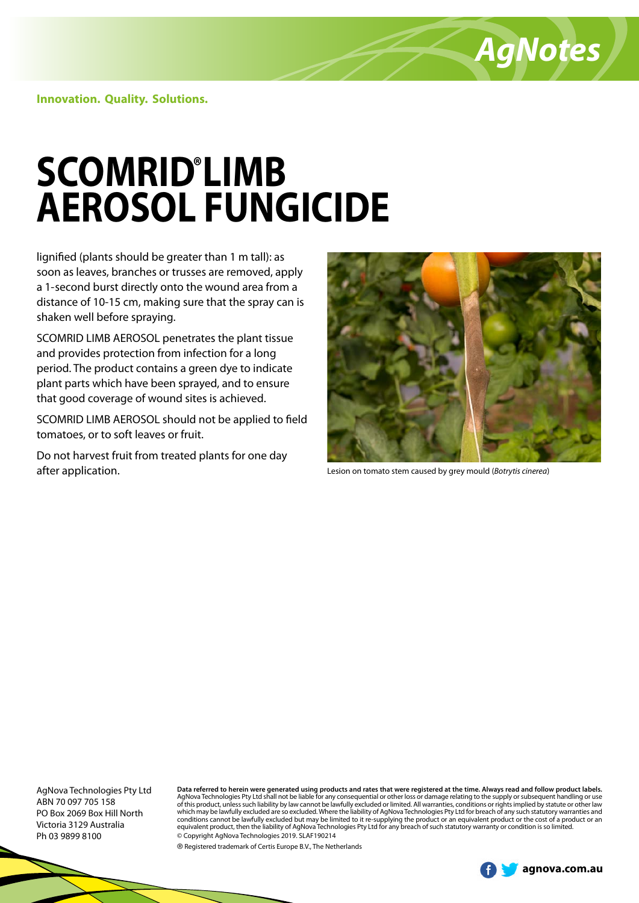# SCOMRID® LIMB AEROSOL FUNGICIDE

lignified (plants should be greater than 1 m tall): as soon as leaves, branches or trusses are removed, apply a 1-second burst directly onto the wound area from a distance of 10-15 cm, making sure that the spray can is shaken well before spraying.

SCOMRID LIMB AEROSOL penetrates the plant tissue and provides protection from infection for a long period. The product contains a green dye to indicate plant parts which have been sprayed, and to ensure that good coverage of wound sites is achieved.

SCOMRID LIMB AEROSOL should not be applied to field tomatoes, or to soft leaves or fruit.

Do not harvest fruit from treated plants for one day after application.

Lesion on tomato stem caused by grey mould (*Botrytis cinerea*)

AgNova Technologies Pty Ltd
ABN 70 097 705 158
PO Box 2069 Box Hill North
Victoria 3129 Australia
Ph 03 9899 8100

**Data referred to herein were generated using products and rates that were registered at the time. Always read and follow product labels.** AgNova Technologies Pty Ltd shall not be liable for any consequential or other loss or damage relating to the supply or subsequent handling or use of this product, unless such liability by law cannot be lawfully excluded or limited. All warranties, conditions or rights implied by statute or other law which may be lawfully excluded are so excluded. Where the liability of AgNova Technologies Pty Ltd for breach of any such statutory warranties and conditions cannot be lawfully excluded but may be limited to it re-supplying the product or an equivalent product or the cost of a product or an equivalent product, then the liability of AgNova Technologies Pty Ltd for any breach of such statutory warranty or condition is so limited.
© Copyright AgNova Technologies 2019. SLAF190214

® Registered trademark of Certis Europe B.V., The Netherlands

agnova.com.au